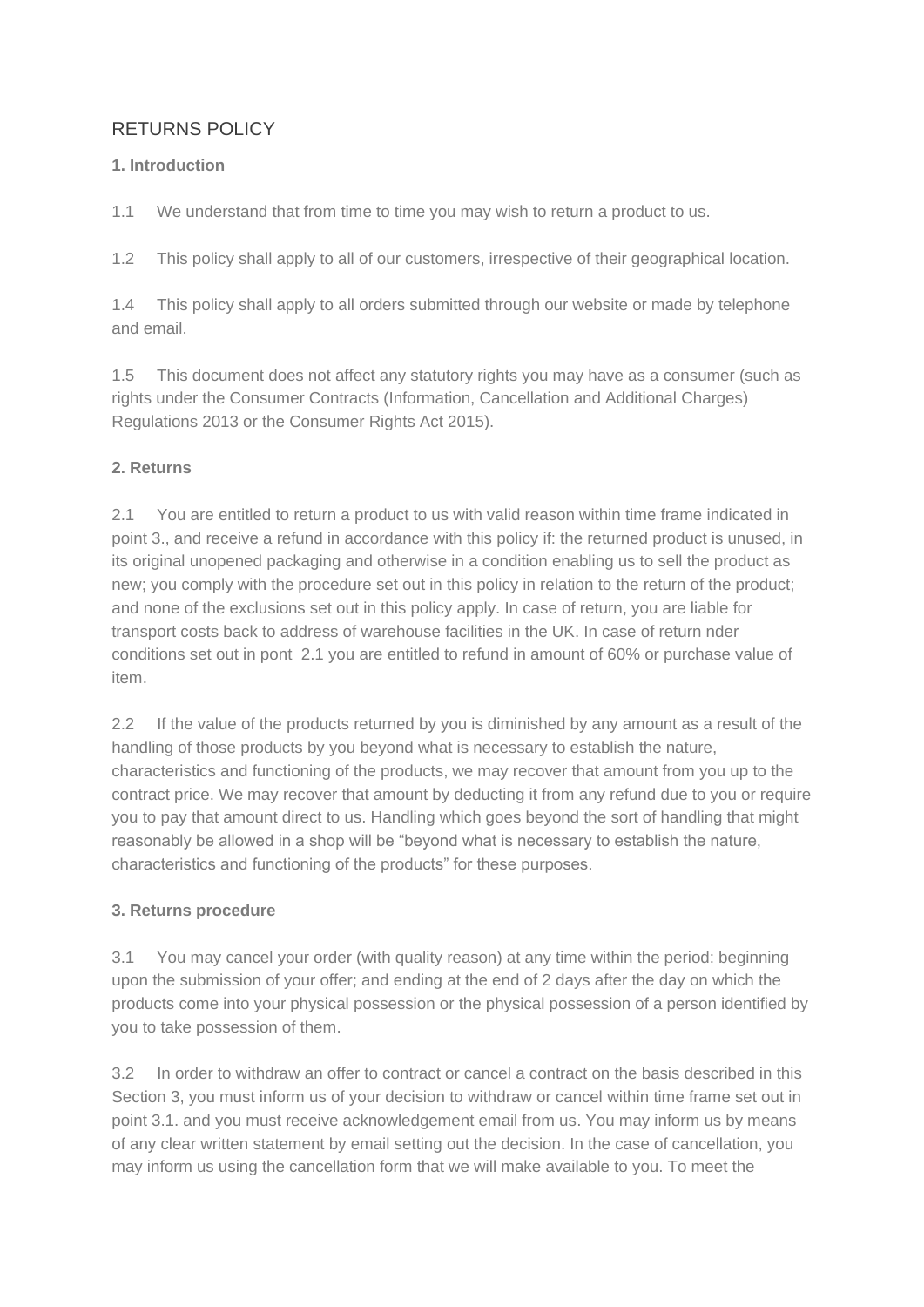# RETURNS POLICY

**1. Introduction**

1.1 We understand that from time to time you may wish to return a product to us.

1.2 This policy shall apply to all of our customers, irrespective of their geographical location.

1.4 This policy shall apply to all orders submitted through our website or made by telephone and email.

1.5 This document does not affect any statutory rights you may have as a consumer (such as rights under the Consumer Contracts (Information, Cancellation and Additional Charges) Regulations 2013 or the Consumer Rights Act 2015).

**2. Returns**

2.1 You are entitled to return a product to us with valid reason within time frame indicated in point 3., and receive a refund in accordance with this policy if: the returned product is unused, in its original unopened packaging and otherwise in a condition enabling us to sell the product as new; you comply with the procedure set out in this policy in relation to the return of the product; and none of the exclusions set out in this policy apply. In case of return, you are liable for transport costs back to address of warehouse facilities in the UK. In case of return nder conditions set out in pont 2.1 you are entitled to refund in amount of 60% or purchase value of item.

2.2 If the value of the products returned by you is diminished by any amount as a result of the handling of those products by you beyond what is necessary to establish the nature, characteristics and functioning of the products, we may recover that amount from you up to the contract price. We may recover that amount by deducting it from any refund due to you or require you to pay that amount direct to us. Handling which goes beyond the sort of handling that might reasonably be allowed in a shop will be "beyond what is necessary to establish the nature, characteristics and functioning of the products" for these purposes.

**3. Returns procedure**

3.1 You may cancel your order (with quality reason) at any time within the period: beginning upon the submission of your offer; and ending at the end of 2 days after the day on which the products come into your physical possession or the physical possession of a person identified by you to take possession of them.

3.2 In order to withdraw an offer to contract or cancel a contract on the basis described in this Section 3, you must inform us of your decision to withdraw or cancel within time frame set out in point 3.1. and you must receive acknowledgement email from us. You may inform us by means of any clear written statement by email setting out the decision. In the case of cancellation, you may inform us using the cancellation form that we will make available to you. To meet the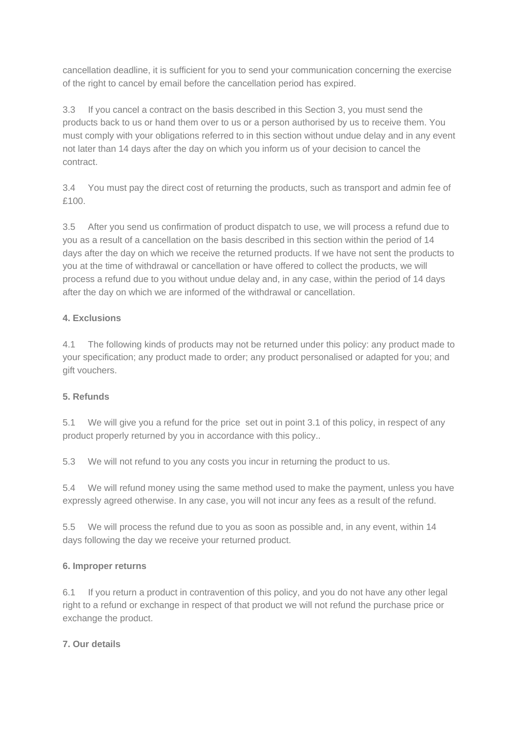cancellation deadline, it is sufficient for you to send your communication concerning the exercise of the right to cancel by email before the cancellation period has expired.

3.3 If you cancel a contract on the basis described in this Section 3, you must send the products back to us or hand them over to us or a person authorised by us to receive them. You must comply with your obligations referred to in this section without undue delay and in any event not later than 14 days after the day on which you inform us of your decision to cancel the contract.

3.4 You must pay the direct cost of returning the products, such as transport and admin fee of £100.

3.5 After you send us confirmation of product dispatch to use, we will process a refund due to you as a result of a cancellation on the basis described in this section within the period of 14 days after the day on which we receive the returned products. If we have not sent the products to you at the time of withdrawal or cancellation or have offered to collect the products, we will process a refund due to you without undue delay and, in any case, within the period of 14 days after the day on which we are informed of the withdrawal or cancellation.

**4. Exclusions**

4.1 The following kinds of products may not be returned under this policy: any product made to your specification; any product made to order; any product personalised or adapted for you; and gift vouchers.

**5. Refunds**

5.1 We will give you a refund for the price set out in point 3.1 of this policy, in respect of any product properly returned by you in accordance with this policy..

5.3 We will not refund to you any costs you incur in returning the product to us.

5.4 We will refund money using the same method used to make the payment, unless you have expressly agreed otherwise. In any case, you will not incur any fees as a result of the refund.

5.5 We will process the refund due to you as soon as possible and, in any event, within 14 days following the day we receive your returned product.

**6. Improper returns**

6.1 If you return a product in contravention of this policy, and you do not have any other legal right to a refund or exchange in respect of that product we will not refund the purchase price or exchange the product.

**7. Our details**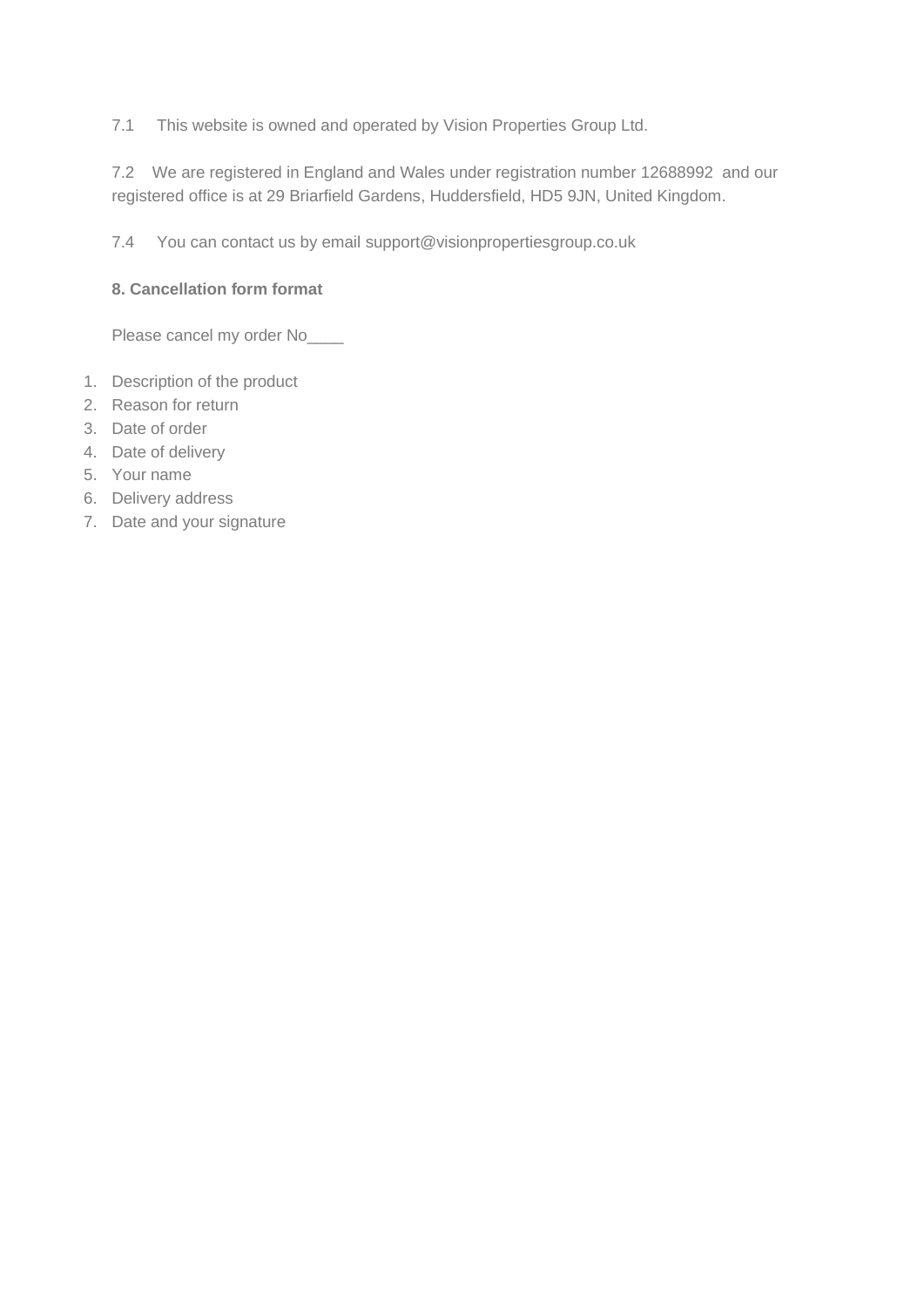7.1 This website is owned and operated by Vision Properties Group Ltd.

7.2 We are registered in England and Wales under registration number 12688992 and our registered office is at 29 Briarfield Gardens, Huddersfield, HD5 9JN, United Kingdom.

7.4 You can contact us by email support@visionpropertiesgroup.co.uk

**8. Cancellation form format**

Please cancel my order No____

1. Description of the product
2. Reason for return
3. Date of order
4. Date of delivery
5. Your name
6. Delivery address
7. Date and your signature